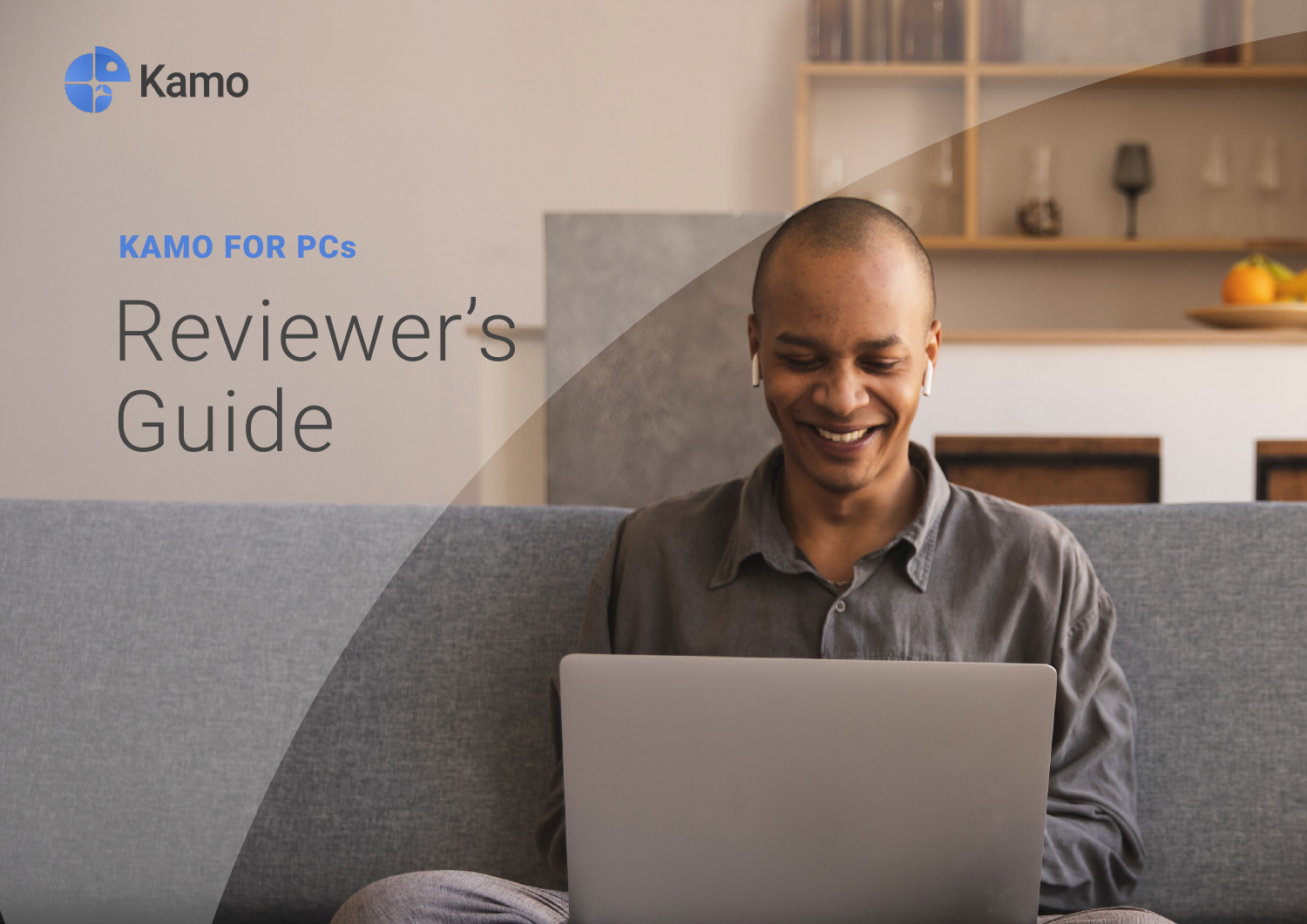Kamo

KAMO FOR PCs

# Reviewer's Guide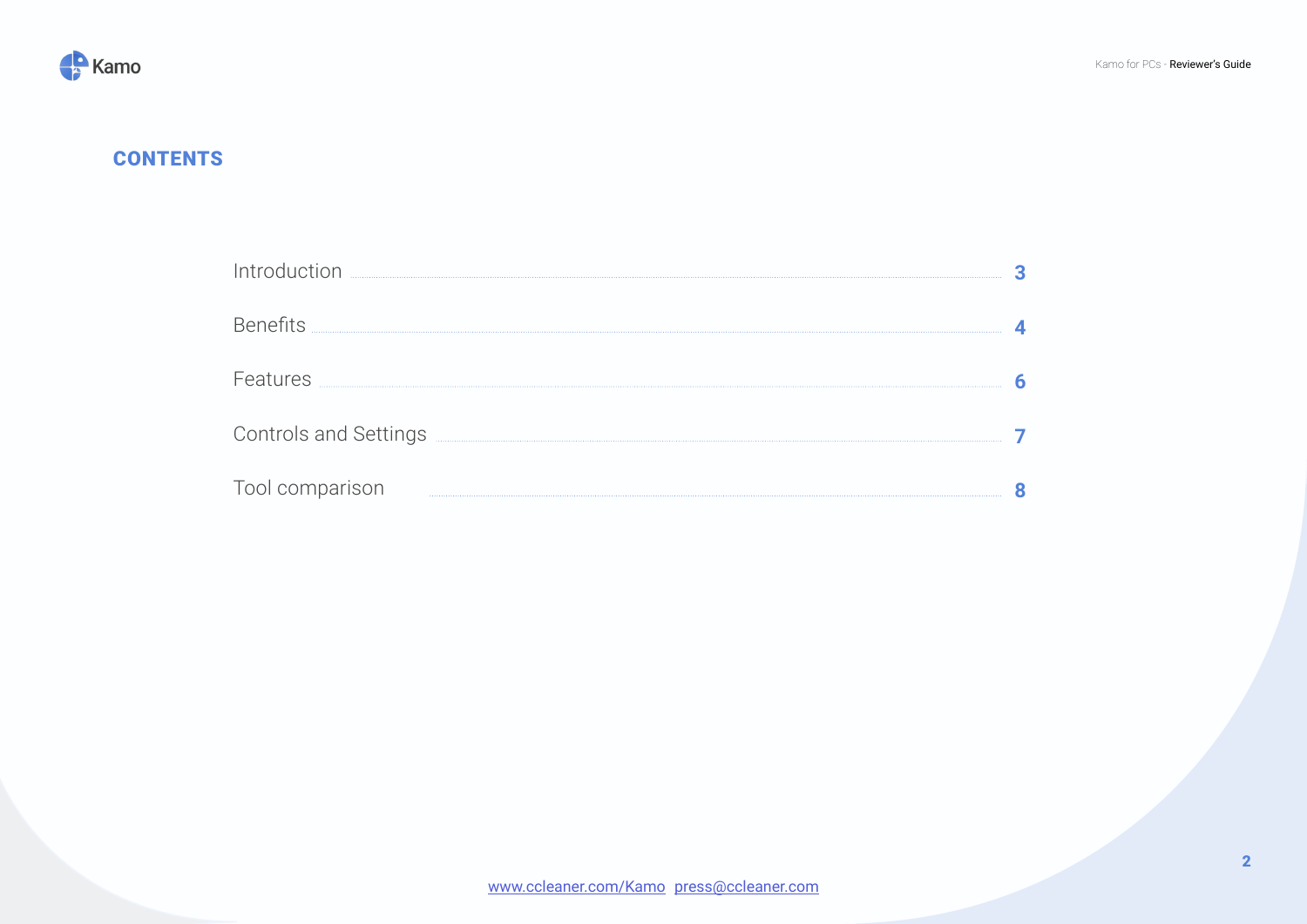## CONTENTS

| | |
|---|---|
| Introduction | 3 |
| Benefits | 4 |
| Features | 6 |
| Controls and Settings | 7 |
| Tool comparison | 8 |

www.ccleaner.com/Kamo press@ccleaner.com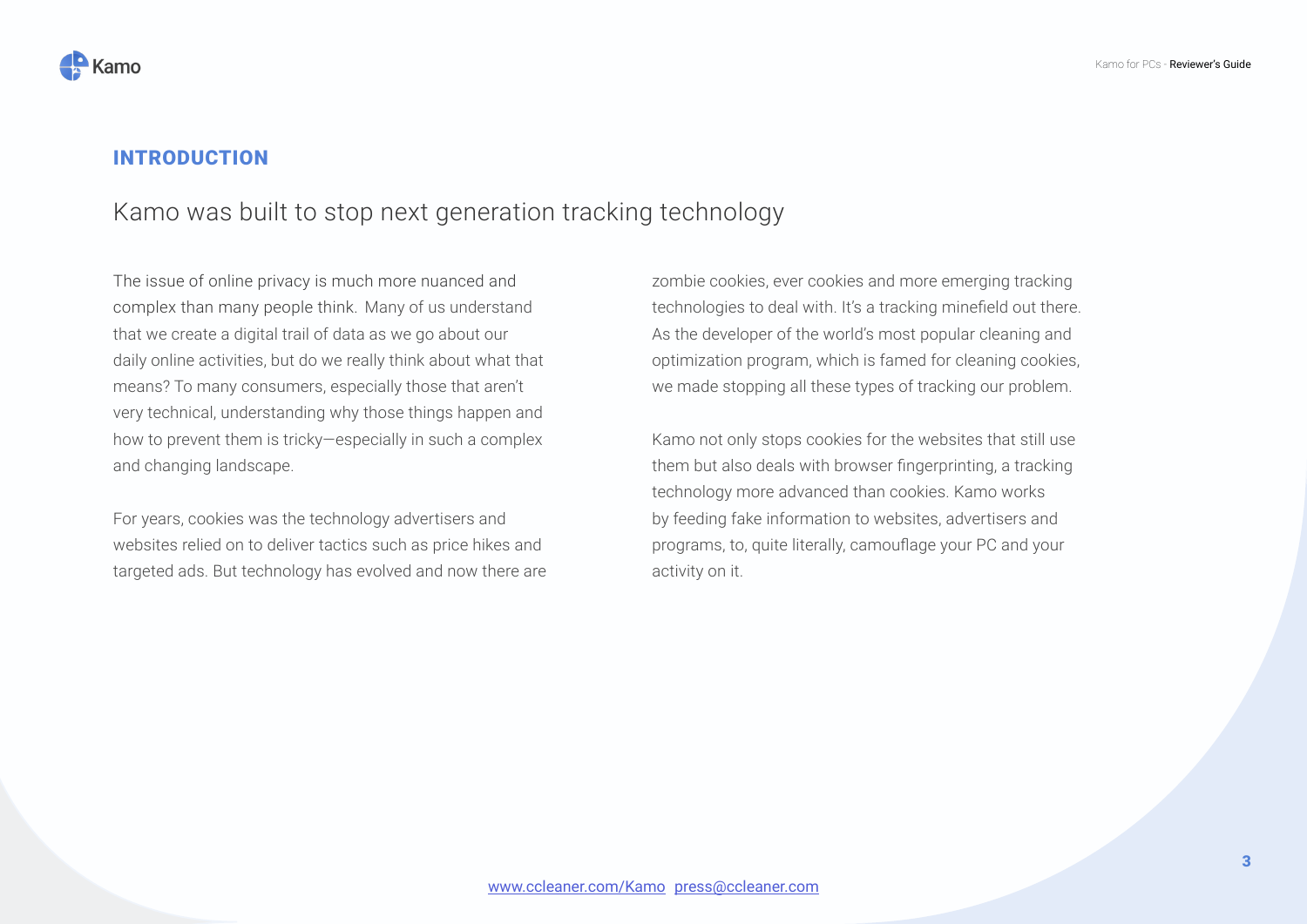## INTRODUCTION

### Kamo was built to stop next generation tracking technology

The issue of online privacy is much more nuanced and complex than many people think. Many of us understand that we create a digital trail of data as we go about our daily online activities, but do we really think about what that means? To many consumers, especially those that aren't very technical, understanding why those things happen and how to prevent them is tricky—especially in such a complex and changing landscape.

For years, cookies was the technology advertisers and websites relied on to deliver tactics such as price hikes and targeted ads. But technology has evolved and now there are zombie cookies, ever cookies and more emerging tracking technologies to deal with. It's a tracking minefield out there. As the developer of the world's most popular cleaning and optimization program, which is famed for cleaning cookies, we made stopping all these types of tracking our problem.

Kamo not only stops cookies for the websites that still use them but also deals with browser fingerprinting, a tracking technology more advanced than cookies. Kamo works by feeding fake information to websites, advertisers and programs, to, quite literally, camouflage your PC and your activity on it.

www.ccleaner.com/Kamo press@ccleaner.com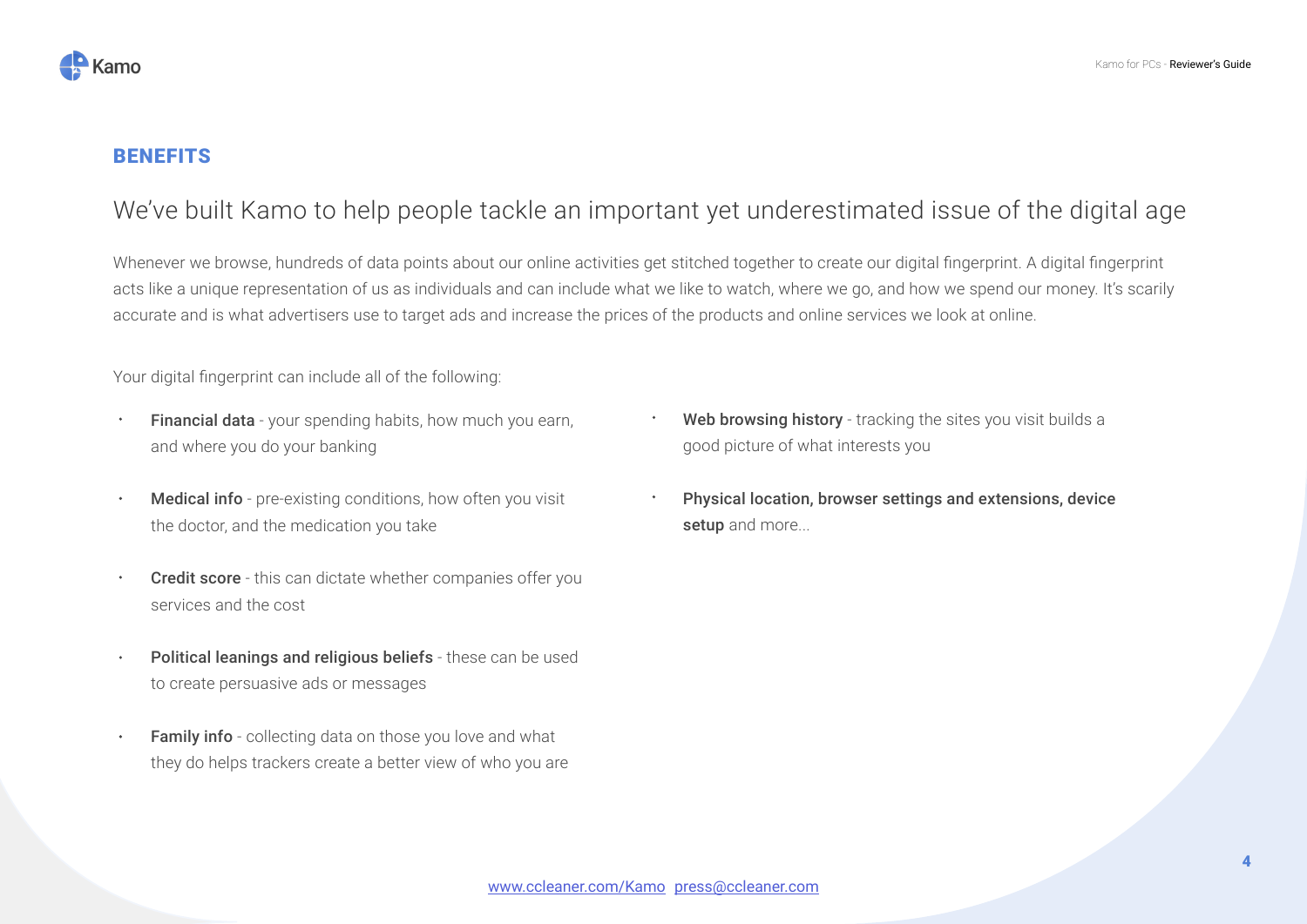## BENEFITS

# We've built Kamo to help people tackle an important yet underestimated issue of the digital age

Whenever we browse, hundreds of data points about our online activities get stitched together to create our digital fingerprint. A digital fingerprint acts like a unique representation of us as individuals and can include what we like to watch, where we go, and how we spend our money. It's scarily accurate and is what advertisers use to target ads and increase the prices of the products and online services we look at online.

Your digital fingerprint can include all of the following:

- **Financial data** - your spending habits, how much you earn, and where you do your banking
- **Medical info** - pre-existing conditions, how often you visit the doctor, and the medication you take
- **Credit score** - this can dictate whether companies offer you services and the cost
- **Political leanings and religious beliefs** - these can be used to create persuasive ads or messages
- **Family info** - collecting data on those you love and what they do helps trackers create a better view of who you are
- **Web browsing history** - tracking the sites you visit builds a good picture of what interests you
- **Physical location, browser settings and extensions, device setup** and more...

www.ccleaner.com/Kamo press@ccleaner.com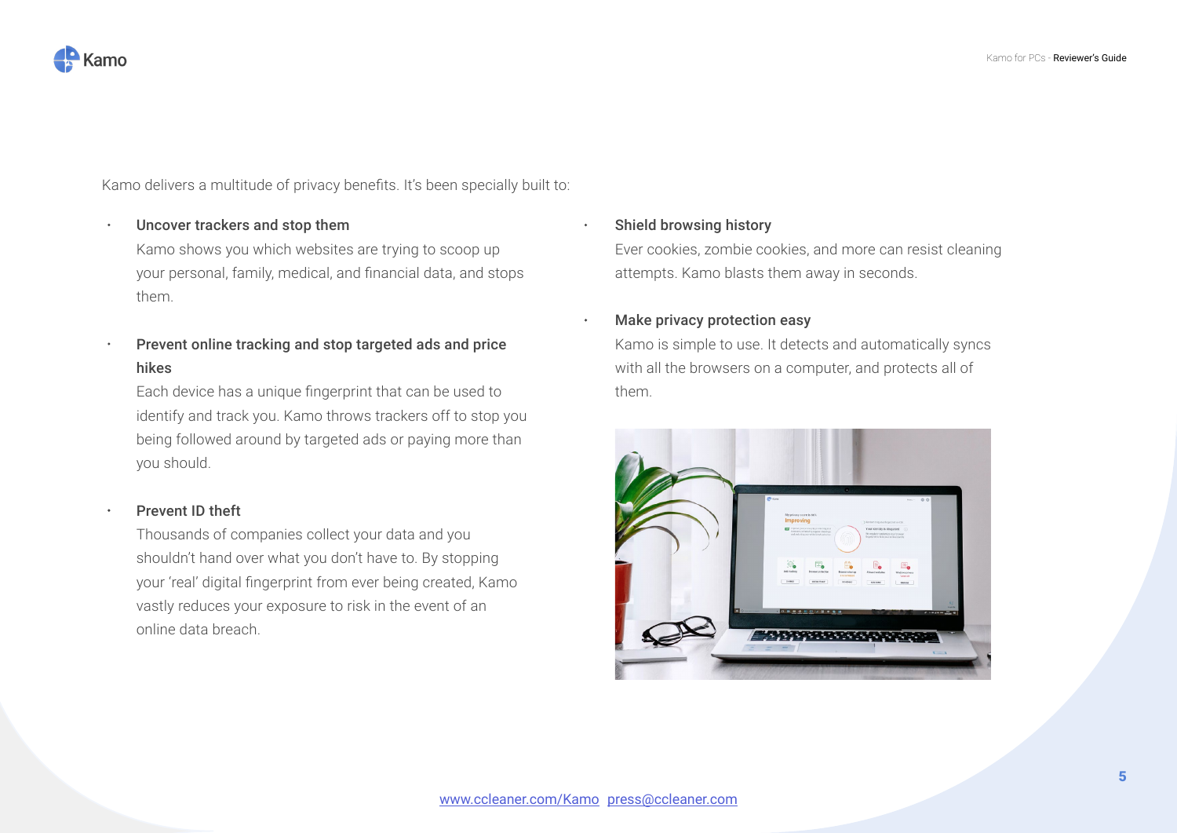Kamo delivers a multitude of privacy benefits. It's been specially built to:

- **Uncover trackers and stop them**
  Kamo shows you which websites are trying to scoop up your personal, family, medical, and financial data, and stops them.

- **Prevent online tracking and stop targeted ads and price hikes**
  Each device has a unique fingerprint that can be used to identify and track you. Kamo throws trackers off to stop you being followed around by targeted ads or paying more than you should.

- **Prevent ID theft**
  Thousands of companies collect your data and you shouldn't hand over what you don't have to. By stopping your 'real' digital fingerprint from ever being created, Kamo vastly reduces your exposure to risk in the event of an online data breach.

- **Shield browsing history**
  Ever cookies, zombie cookies, and more can resist cleaning attempts. Kamo blasts them away in seconds.

- **Make privacy protection easy**
  Kamo is simple to use. It detects and automatically syncs with all the browsers on a computer, and protects all of them.

www.ccleaner.com/Kamo press@ccleaner.com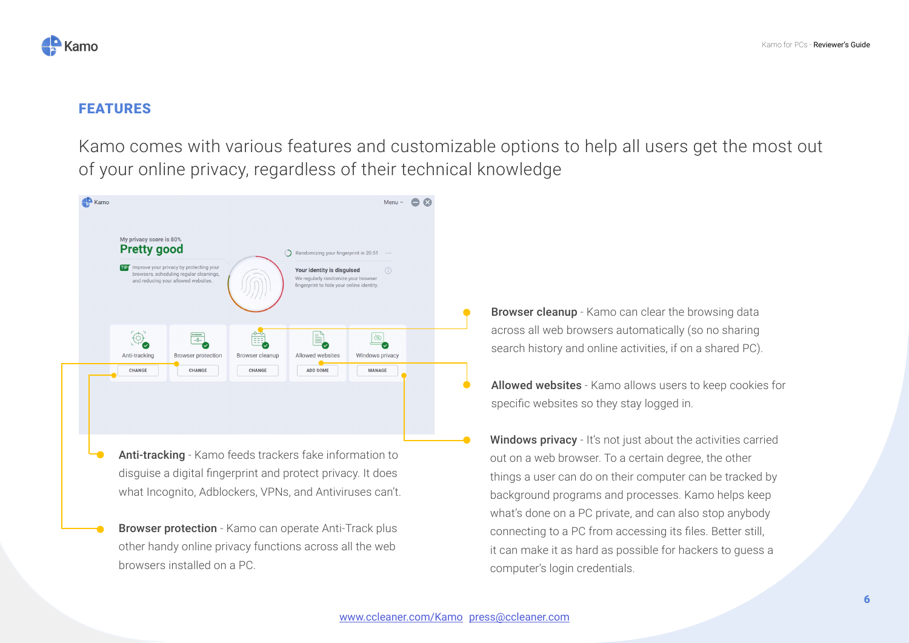## FEATURES

Kamo comes with various features and customizable options to help all users get the most out of your online privacy, regardless of their technical knowledge

**Anti-tracking** - Kamo feeds trackers fake information to disguise a digital fingerprint and protect privacy. It does what Incognito, Adblockers, VPNs, and Antiviruses can't.

**Browser protection** - Kamo can operate Anti-Track plus other handy online privacy functions across all the web browsers installed on a PC.

**Browser cleanup** - Kamo can clear the browsing data across all web browsers automatically (so no sharing search history and online activities, if on a shared PC).

**Allowed websites** - Kamo allows users to keep cookies for specific websites so they stay logged in.

**Windows privacy** - It's not just about the activities carried out on a web browser. To a certain degree, the other things a user can do on their computer can be tracked by background programs and processes. Kamo helps keep what's done on a PC private, and can also stop anybody connecting to a PC from accessing its files. Better still, it can make it as hard as possible for hackers to guess a computer's login credentials.

www.ccleaner.com/Kamo press@ccleaner.com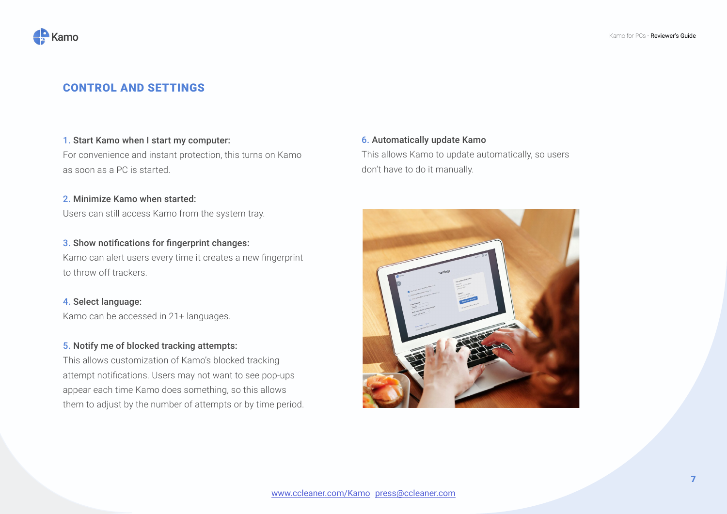## CONTROL AND SETTINGS

**1. Start Kamo when I start my computer:**
For convenience and instant protection, this turns on Kamo as soon as a PC is started.

**2. Minimize Kamo when started:**
Users can still access Kamo from the system tray.

**3. Show notifications for fingerprint changes:**
Kamo can alert users every time it creates a new fingerprint to throw off trackers.

**4. Select language:**
Kamo can be accessed in 21+ languages.

**5. Notify me of blocked tracking attempts:**
This allows customization of Kamo's blocked tracking attempt notifications. Users may not want to see pop-ups appear each time Kamo does something, so this allows them to adjust by the number of attempts or by time period.

**6. Automatically update Kamo**
This allows Kamo to update automatically, so users don't have to do it manually.

www.ccleaner.com/Kamo press@ccleaner.com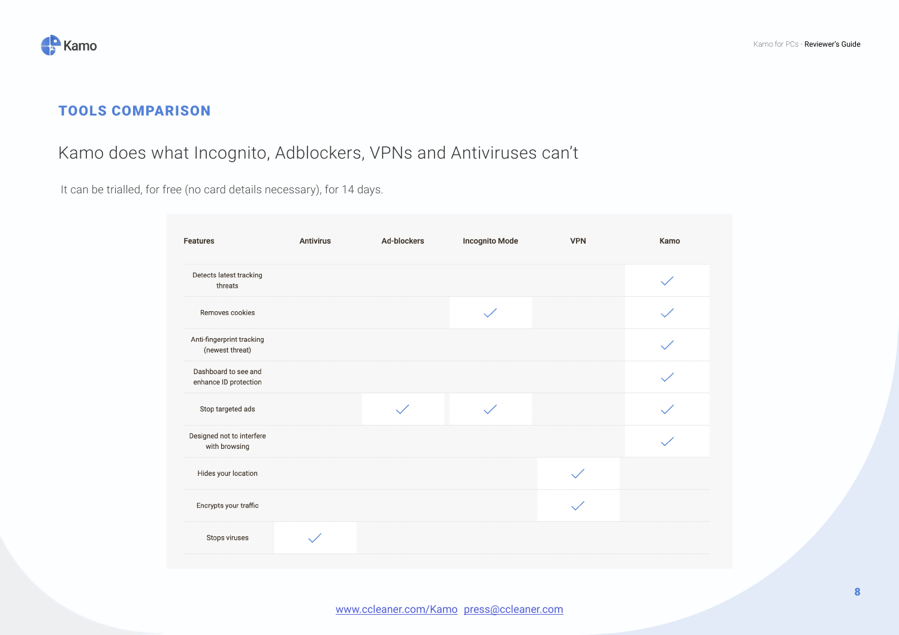## TOOLS COMPARISON

# Kamo does what Incognito, Adblockers, VPNs and Antiviruses can't

It can be trialled, for free (no card details necessary), for 14 days.

| Features | Antivirus | Ad-blockers | Incognito Mode | VPN | Kamo |
|---|---|---|---|---|---|
| Detects latest tracking threats | | | | | ✓ |
| Removes cookies | | | ✓ | | ✓ |
| Anti-fingerprint tracking (newest threat) | | | | | ✓ |
| Dashboard to see and enhance ID protection | | | | | ✓ |
| Stop targeted ads | | ✓ | ✓ | | ✓ |
| Designed not to interfere with browsing | | | | | ✓ |
| Hides your location | | | | ✓ | |
| Encrypts your traffic | | | | ✓ | |
| Stops viruses | ✓ | | | | |

www.ccleaner.com/Kamo press@ccleaner.com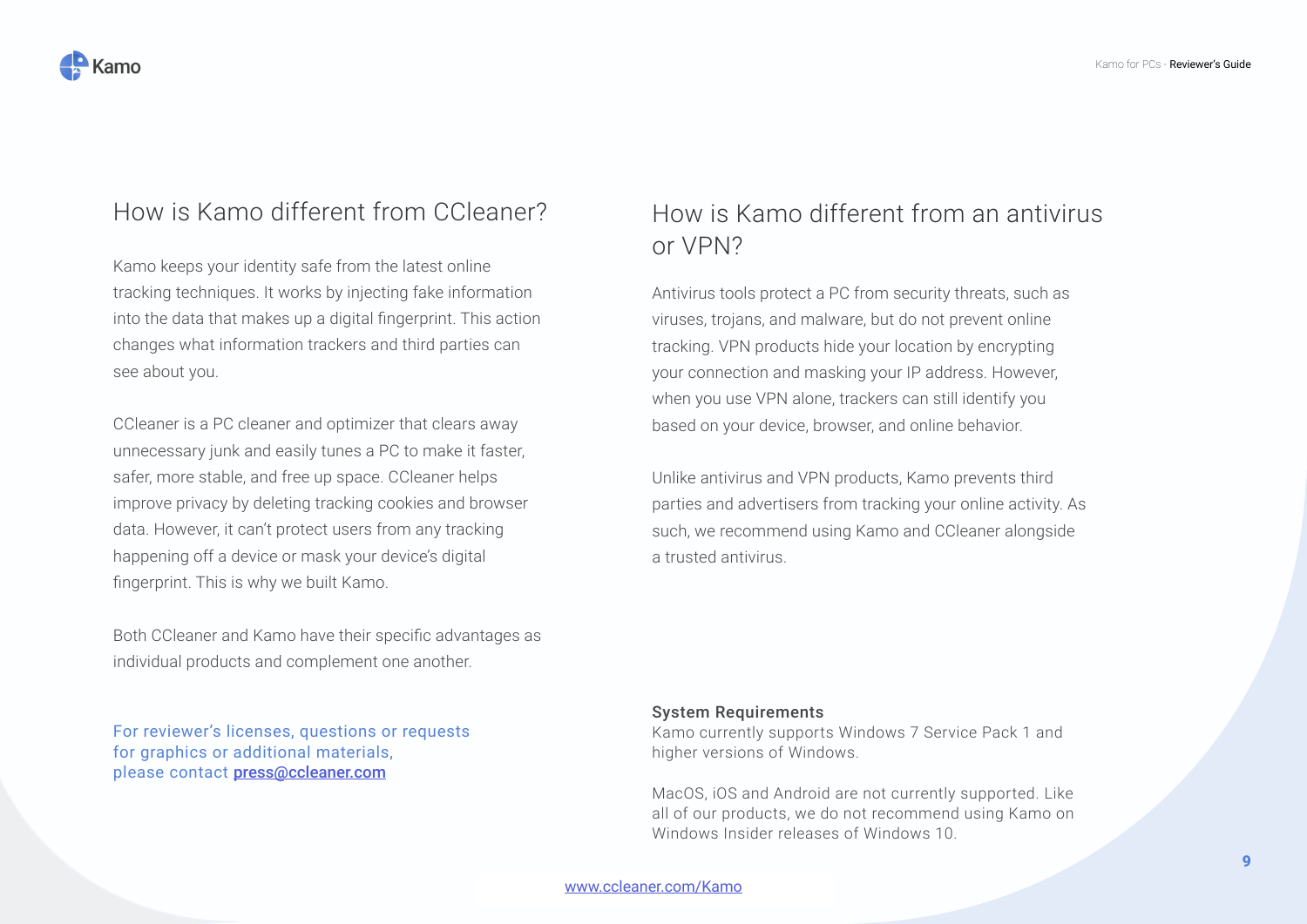## How is Kamo different from CCleaner?

Kamo keeps your identity safe from the latest online tracking techniques. It works by injecting fake information into the data that makes up a digital fingerprint. This action changes what information trackers and third parties can see about you.

CCleaner is a PC cleaner and optimizer that clears away unnecessary junk and easily tunes a PC to make it faster, safer, more stable, and free up space. CCleaner helps improve privacy by deleting tracking cookies and browser data. However, it can't protect users from any tracking happening off a device or mask your device's digital fingerprint. This is why we built Kamo.

Both CCleaner and Kamo have their specific advantages as individual products and complement one another.

For reviewer's licenses, questions or requests for graphics or additional materials, please contact [press@ccleaner.com](mailto:press@ccleaner.com)

## How is Kamo different from an antivirus or VPN?

Antivirus tools protect a PC from security threats, such as viruses, trojans, and malware, but do not prevent online tracking. VPN products hide your location by encrypting your connection and masking your IP address. However, when you use VPN alone, trackers can still identify you based on your device, browser, and online behavior.

Unlike antivirus and VPN products, Kamo prevents third parties and advertisers from tracking your online activity. As such, we recommend using Kamo and CCleaner alongside a trusted antivirus.

**System Requirements**
Kamo currently supports Windows 7 Service Pack 1 and higher versions of Windows.

MacOS, iOS and Android are not currently supported. Like all of our products, we do not recommend using Kamo on Windows Insider releases of Windows 10.

[www.ccleaner.com/Kamo](http://www.ccleaner.com/Kamo)